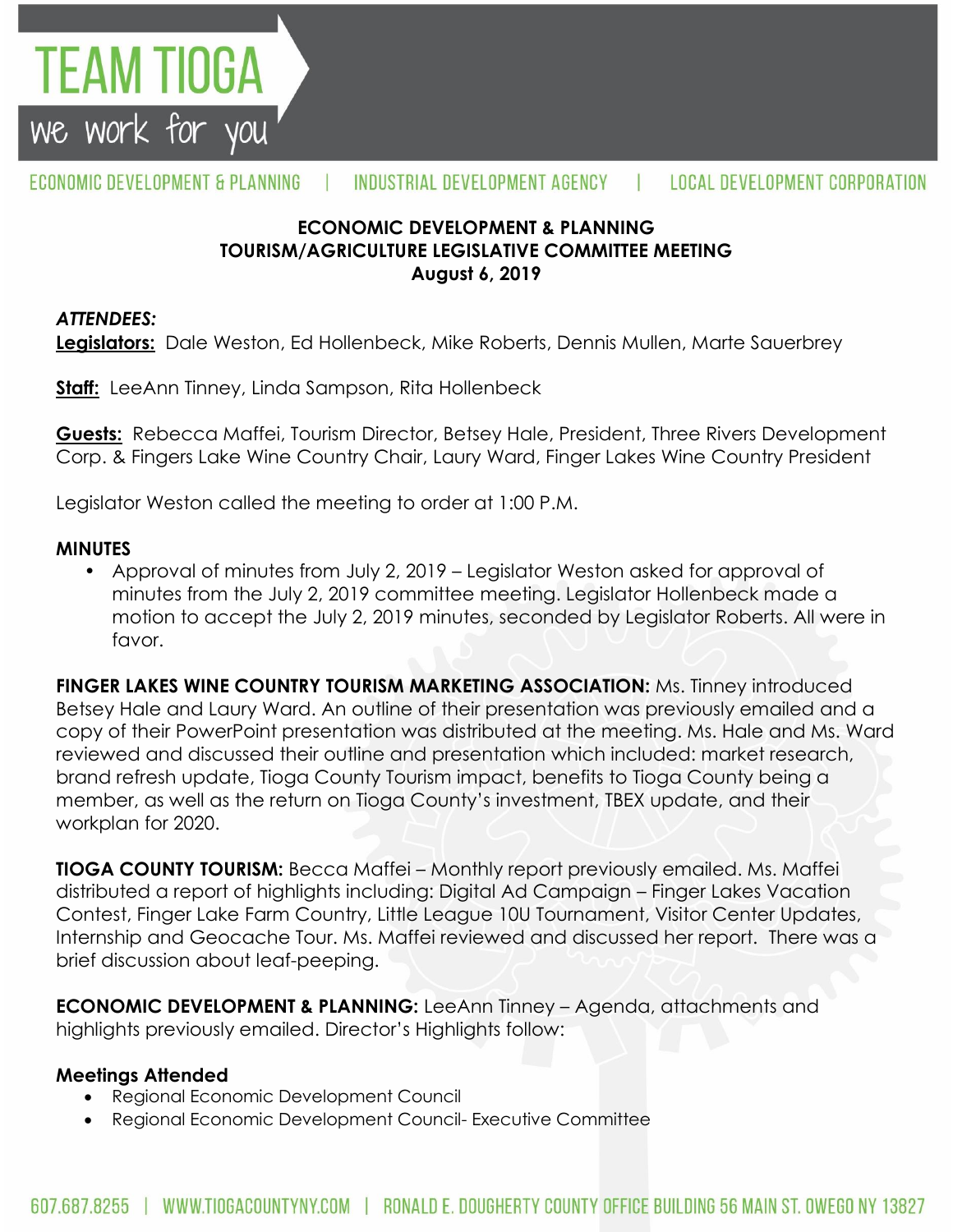# TEAM TIOGA

we work for you

ECONOMIC DEVELOPMENT & PLANNING | INDUSTRIAL DEVELOPMENT AGENCY | LOCAL DEVELOPMENT CORPORATION

**ECONOMIC DEVELOPMENT & PLANNING**
**TOURISM/AGRICULTURE LEGISLATIVE COMMITTEE MEETING**
**August 6, 2019**

***ATTENDEES:***

**Legislators:** Dale Weston, Ed Hollenbeck, Mike Roberts, Dennis Mullen, Marte Sauerbrey

**Staff:** LeeAnn Tinney, Linda Sampson, Rita Hollenbeck

**Guests:** Rebecca Maffei, Tourism Director, Betsey Hale, President, Three Rivers Development Corp. & Fingers Lake Wine Country Chair, Laury Ward, Finger Lakes Wine Country President

Legislator Weston called the meeting to order at 1:00 P.M.

**MINUTES**

- Approval of minutes from July 2, 2019 – Legislator Weston asked for approval of minutes from the July 2, 2019 committee meeting. Legislator Hollenbeck made a motion to accept the July 2, 2019 minutes, seconded by Legislator Roberts. All were in favor.

**FINGER LAKES WINE COUNTRY TOURISM MARKETING ASSOCIATION:** Ms. Tinney introduced Betsey Hale and Laury Ward. An outline of their presentation was previously emailed and a copy of their PowerPoint presentation was distributed at the meeting. Ms. Hale and Ms. Ward reviewed and discussed their outline and presentation which included: market research, brand refresh update, Tioga County Tourism impact, benefits to Tioga County being a member, as well as the return on Tioga County's investment, TBEX update, and their workplan for 2020.

**TIOGA COUNTY TOURISM:** Becca Maffei – Monthly report previously emailed. Ms. Maffei distributed a report of highlights including: Digital Ad Campaign – Finger Lakes Vacation Contest, Finger Lake Farm Country, Little League 10U Tournament, Visitor Center Updates, Internship and Geocache Tour. Ms. Maffei reviewed and discussed her report. There was a brief discussion about leaf-peeping.

**ECONOMIC DEVELOPMENT & PLANNING:** LeeAnn Tinney – Agenda, attachments and highlights previously emailed. Director's Highlights follow:

**Meetings Attended**

- Regional Economic Development Council
- Regional Economic Development Council- Executive Committee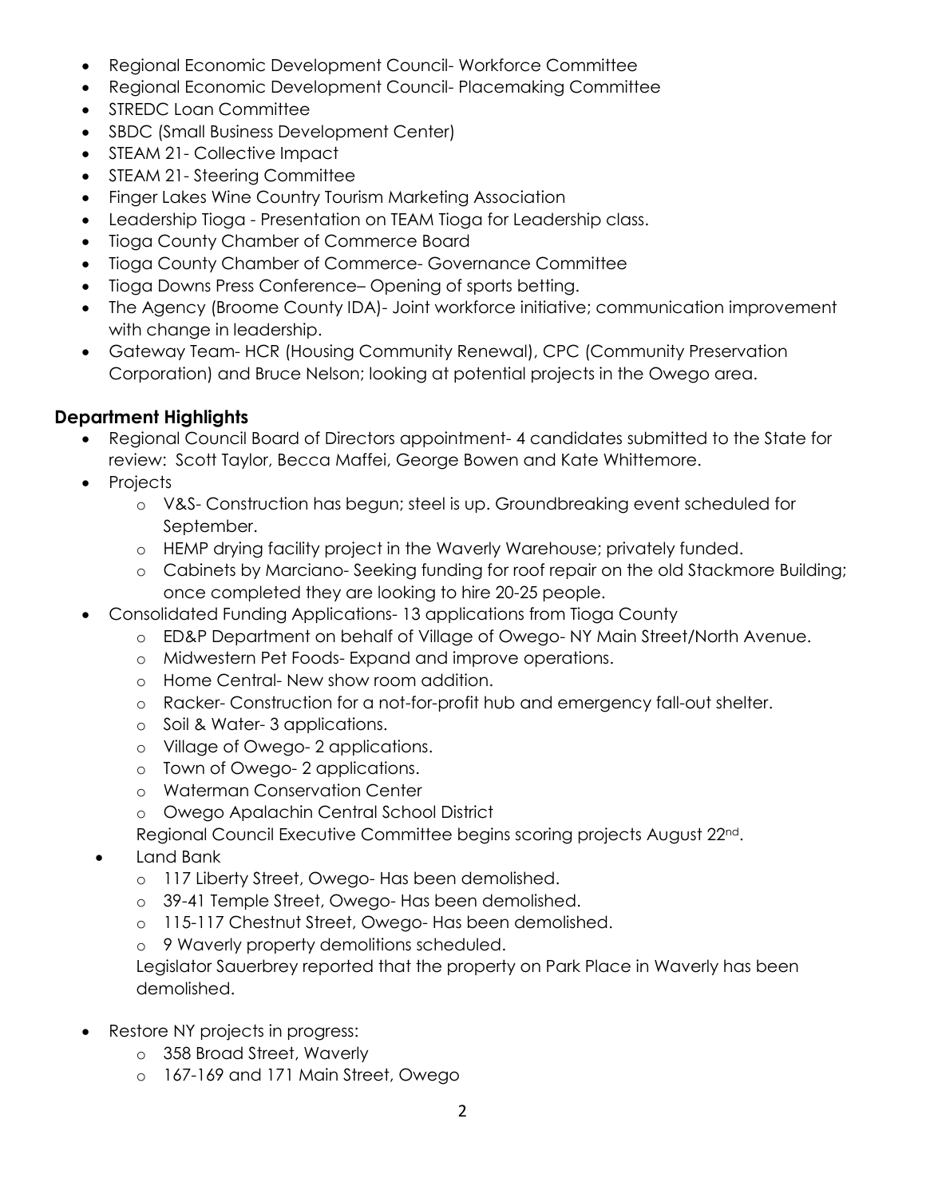- Regional Economic Development Council- Workforce Committee
- Regional Economic Development Council- Placemaking Committee
- STREDC Loan Committee
- SBDC (Small Business Development Center)
- STEAM 21- Collective Impact
- STEAM 21- Steering Committee
- Finger Lakes Wine Country Tourism Marketing Association
- Leadership Tioga - Presentation on TEAM Tioga for Leadership class.
- Tioga County Chamber of Commerce Board
- Tioga County Chamber of Commerce- Governance Committee
- Tioga Downs Press Conference– Opening of sports betting.
- The Agency (Broome County IDA)- Joint workforce initiative; communication improvement with change in leadership.
- Gateway Team- HCR (Housing Community Renewal), CPC (Community Preservation Corporation) and Bruce Nelson; looking at potential projects in the Owego area.

### Department Highlights

- Regional Council Board of Directors appointment- 4 candidates submitted to the State for review: Scott Taylor, Becca Maffei, George Bowen and Kate Whittemore.
- Projects
  - V&S- Construction has begun; steel is up. Groundbreaking event scheduled for September.
  - HEMP drying facility project in the Waverly Warehouse; privately funded.
  - Cabinets by Marciano- Seeking funding for roof repair on the old Stackmore Building; once completed they are looking to hire 20-25 people.
- Consolidated Funding Applications- 13 applications from Tioga County
  - ED&P Department on behalf of Village of Owego- NY Main Street/North Avenue.
  - Midwestern Pet Foods- Expand and improve operations.
  - Home Central- New show room addition.
  - Racker- Construction for a not-for-profit hub and emergency fall-out shelter.
  - Soil & Water- 3 applications.
  - Village of Owego- 2 applications.
  - Town of Owego- 2 applications.
  - Waterman Conservation Center
  - Owego Apalachin Central School District

  Regional Council Executive Committee begins scoring projects August 22nd.
- Land Bank
  - 117 Liberty Street, Owego- Has been demolished.
  - 39-41 Temple Street, Owego- Has been demolished.
  - 115-117 Chestnut Street, Owego- Has been demolished.
  - 9 Waverly property demolitions scheduled.

  Legislator Sauerbrey reported that the property on Park Place in Waverly has been demolished.
- Restore NY projects in progress:
  - 358 Broad Street, Waverly
  - 167-169 and 171 Main Street, Owego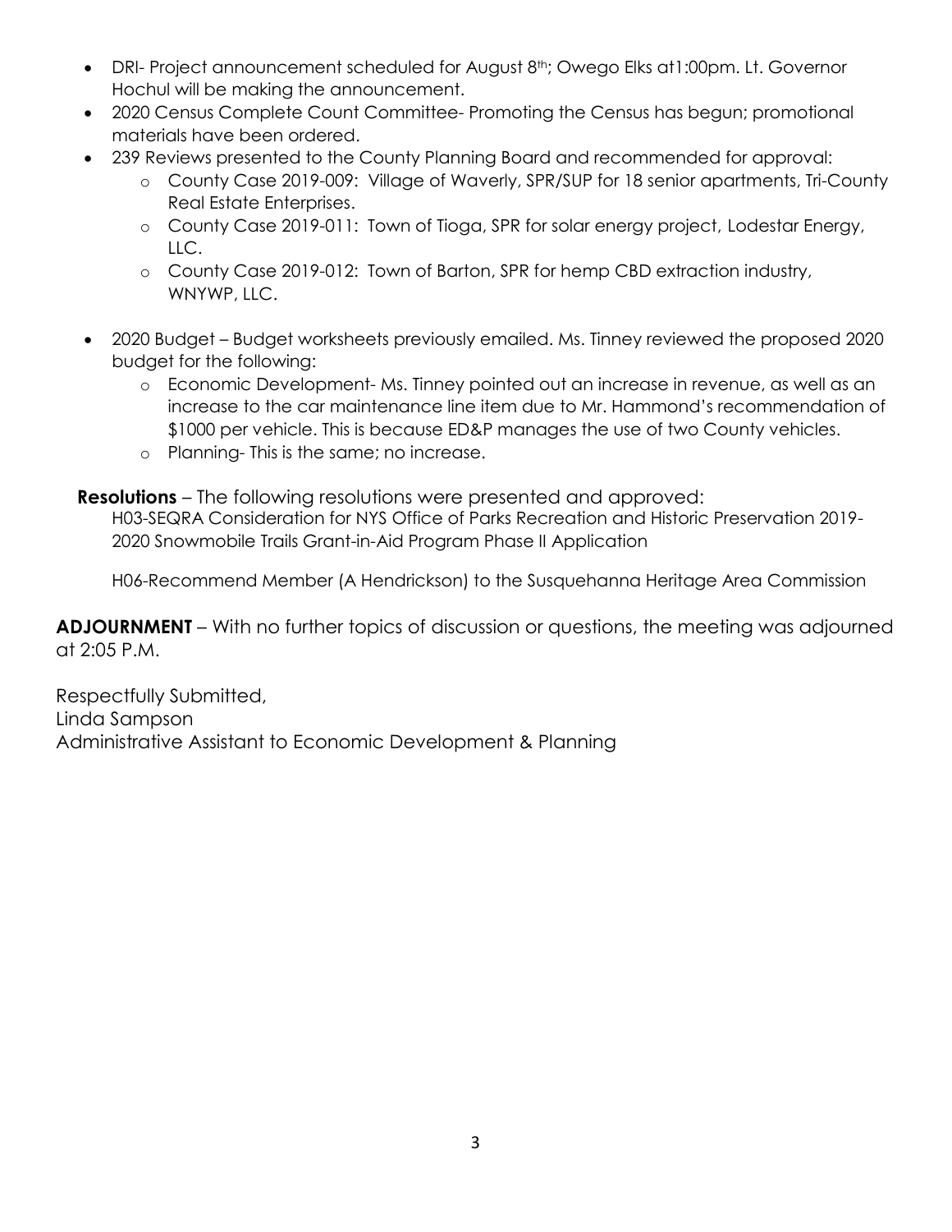- DRI- Project announcement scheduled for August 8th; Owego Elks at1:00pm. Lt. Governor Hochul will be making the announcement.
- 2020 Census Complete Count Committee- Promoting the Census has begun; promotional materials have been ordered.
- 239 Reviews presented to the County Planning Board and recommended for approval:
  - County Case 2019-009: Village of Waverly, SPR/SUP for 18 senior apartments, Tri-County Real Estate Enterprises.
  - County Case 2019-011: Town of Tioga, SPR for solar energy project, Lodestar Energy, LLC.
  - County Case 2019-012: Town of Barton, SPR for hemp CBD extraction industry, WNYWP, LLC.
- 2020 Budget – Budget worksheets previously emailed. Ms. Tinney reviewed the proposed 2020 budget for the following:
  - Economic Development- Ms. Tinney pointed out an increase in revenue, as well as an increase to the car maintenance line item due to Mr. Hammond's recommendation of $1000 per vehicle. This is because ED&P manages the use of two County vehicles.
  - Planning- This is the same; no increase.

**Resolutions** – The following resolutions were presented and approved:

H03-SEQRA Consideration for NYS Office of Parks Recreation and Historic Preservation 2019-2020 Snowmobile Trails Grant-in-Aid Program Phase II Application

H06-Recommend Member (A Hendrickson) to the Susquehanna Heritage Area Commission

**ADJOURNMENT** – With no further topics of discussion or questions, the meeting was adjourned at 2:05 P.M.

Respectfully Submitted,
Linda Sampson
Administrative Assistant to Economic Development & Planning